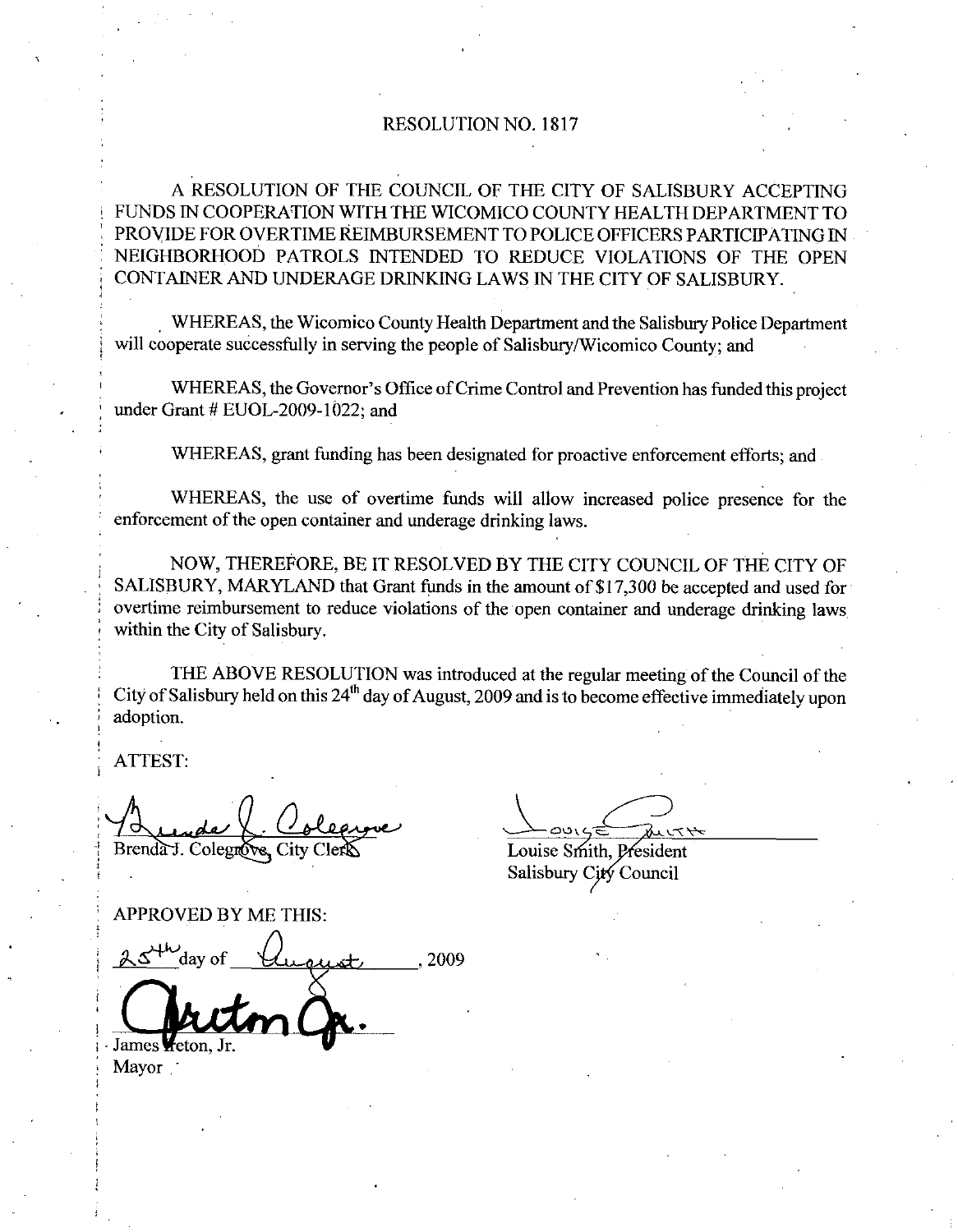# RESOLUTION NO. 1817

A RESOLUTION OF THE COUNCIL OF THE CITY OF SALISBURY ACCEPTING FUNDS IN COOPERATION WITH THE WICOMICO COUNTY HEALTH DEPARTMENT TO PROVIDE FOR OVERTIME REIMBURSEMENT TO POLICE OFFICERS PARTICIPATING IN NEIGHBORHOOD PATROLS INTENDED TO REDUCE VIOLATIONS OF THE OPEN CONTAINER AND UNDERAGE DRINKING LAWS IN THE CITY OF SALISBURY.

WHEREAS, the Wicomico County Health Department and the Salisbury Police Department will cooperate successfully in serving the people of Salisbury/Wicomico County; and

WHEREAS, the Governor's Office of Crime Control and Prevention has funded this project under Grant # EUOL-2009-1022; and

WHEREAS, grant funding has been designated for proactive enforcement efforts; and

WHEREAS, the use of overtime funds will allow increased police presence for the enforcement of the open container and underage drinking laws.

NOW, THEREFORE, BE IT RESOLVED BY THE CITY COUNCIL OF THE CITY OF SALISBURY, MARYLAND that Grant funds in the amount of $17,300 be accepted and used for overtime reimbursement to reduce violations of the open container and underage drinking laws within the City of Salisbury.

THE ABOVE RESOLUTION was introduced at the regular meeting of the Council of the City of Salisbury held on this 24th day of August, 2009 and is to become effective immediately upon adoption.

ATTEST:

Brenda J. Colegrove, City Clerk

Louise Smith, President
Salisbury City Council

APPROVED BY ME THIS:

25th day of August, 2009

James Ireton, Jr.
Mayor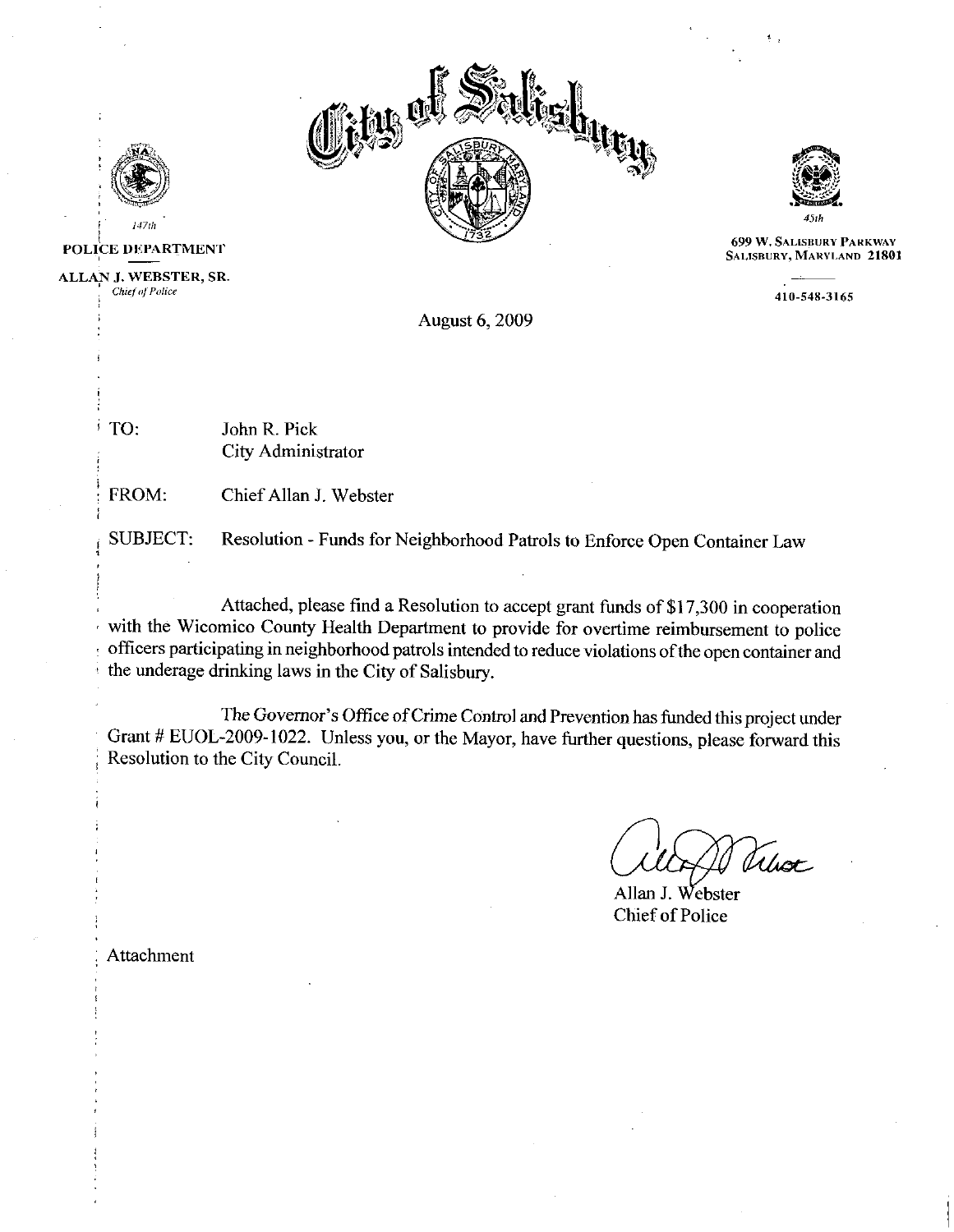# City of Salisbury

147th

**POLICE DEPARTMENT**

**ALLAN J. WEBSTER, SR.**
*Chief of Police*

45th

699 W. SALISBURY PARKWAY
SALISBURY, MARYLAND 21801

410-548-3165

August 6, 2009

TO: John R. Pick
City Administrator

FROM: Chief Allan J. Webster

SUBJECT: Resolution - Funds for Neighborhood Patrols to Enforce Open Container Law

Attached, please find a Resolution to accept grant funds of $17,300 in cooperation with the Wicomico County Health Department to provide for overtime reimbursement to police officers participating in neighborhood patrols intended to reduce violations of the open container and the underage drinking laws in the City of Salisbury.

The Governor's Office of Crime Control and Prevention has funded this project under Grant # EUOL-2009-1022. Unless you, or the Mayor, have further questions, please forward this Resolution to the City Council.

Allan J. Webster
Chief of Police

Attachment